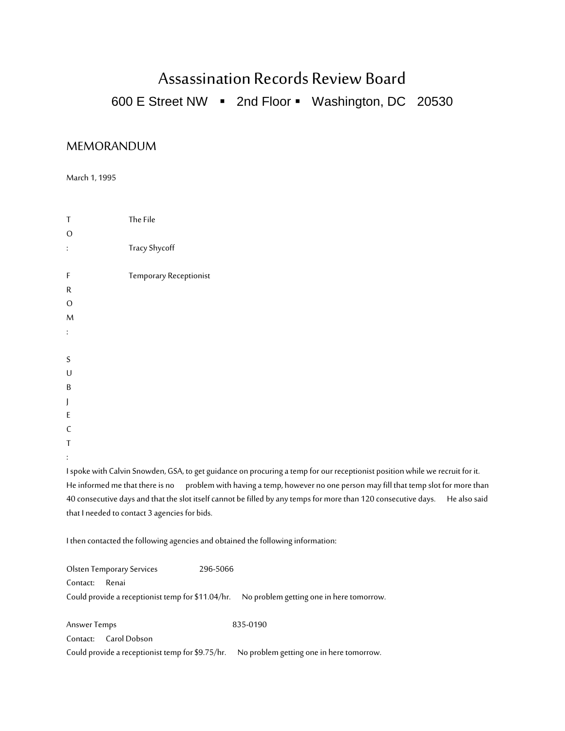# Assassination Records Review Board

600 E Street NW ▪ 2nd Floor ▪ Washington, DC 20530

## MEMORANDUM

March 1, 1995

TO: The File

Tracy Shycoff

FROM: Temporary Receptionist

SUBJECT:

I spoke with Calvin Snowden, GSA, to get guidance on procuring a temp for our receptionist position while we recruit for it. He informed me that there is no problem with having a temp, however no one person may fill that temp slot for more than 40 consecutive days and that the slot itself cannot be filled by any temps for more than 120 consecutive days. He also said that I needed to contact 3 agencies for bids.

I then contacted the following agencies and obtained the following information:

Olsten Temporary Services 296-5066
Contact: Renai
Could provide a receptionist temp for $11.04/hr. No problem getting one in here tomorrow.

Answer Temps 835-0190
Contact: Carol Dobson
Could provide a receptionist temp for $9.75/hr. No problem getting one in here tomorrow.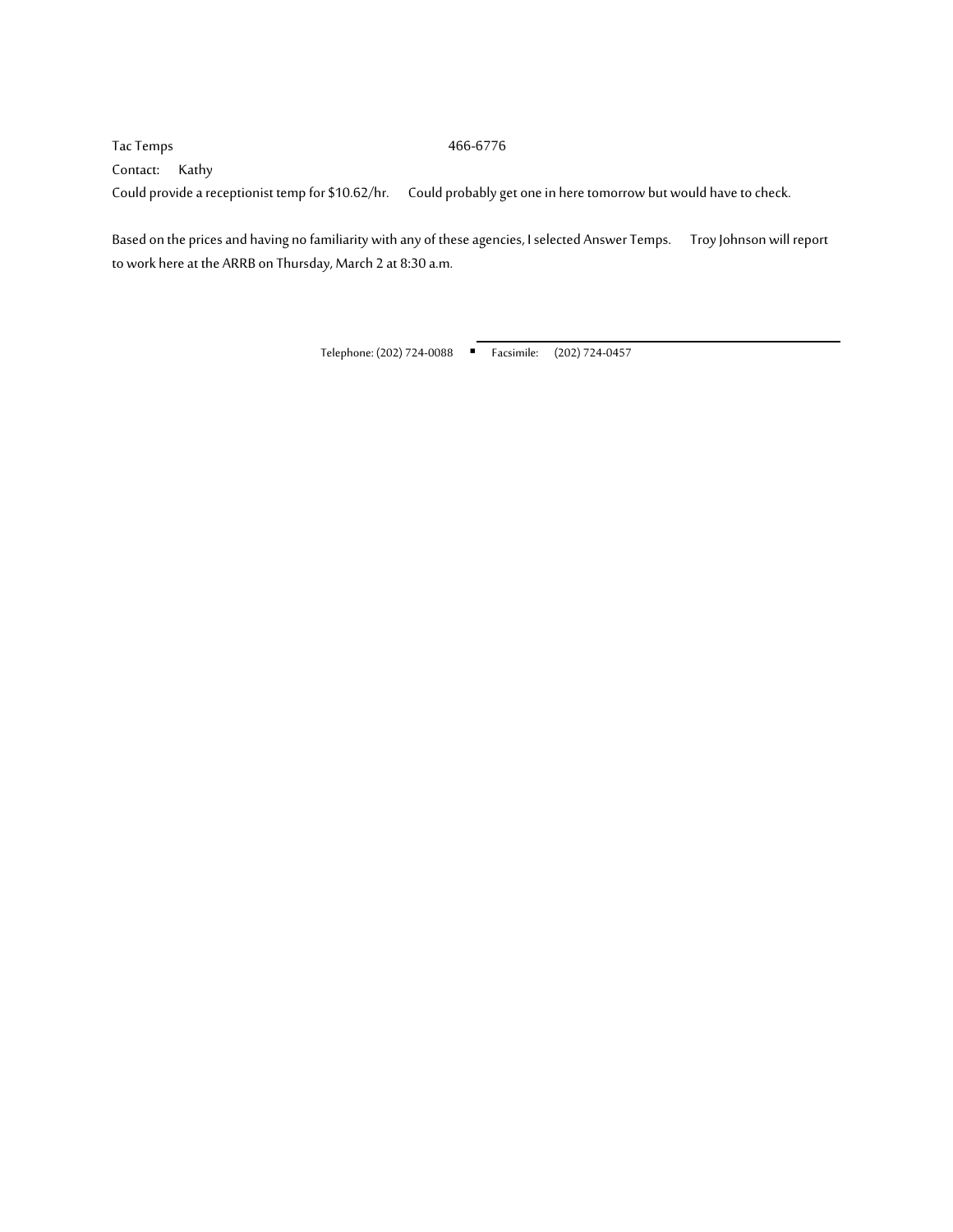Tac Temps 466-6776

Contact: Kathy

Could provide a receptionist temp for $10.62/hr. Could probably get one in here tomorrow but would have to check.

Based on the prices and having no familiarity with any of these agencies, I selected Answer Temps. Troy Johnson will report to work here at the ARRB on Thursday, March 2 at 8:30 a.m.